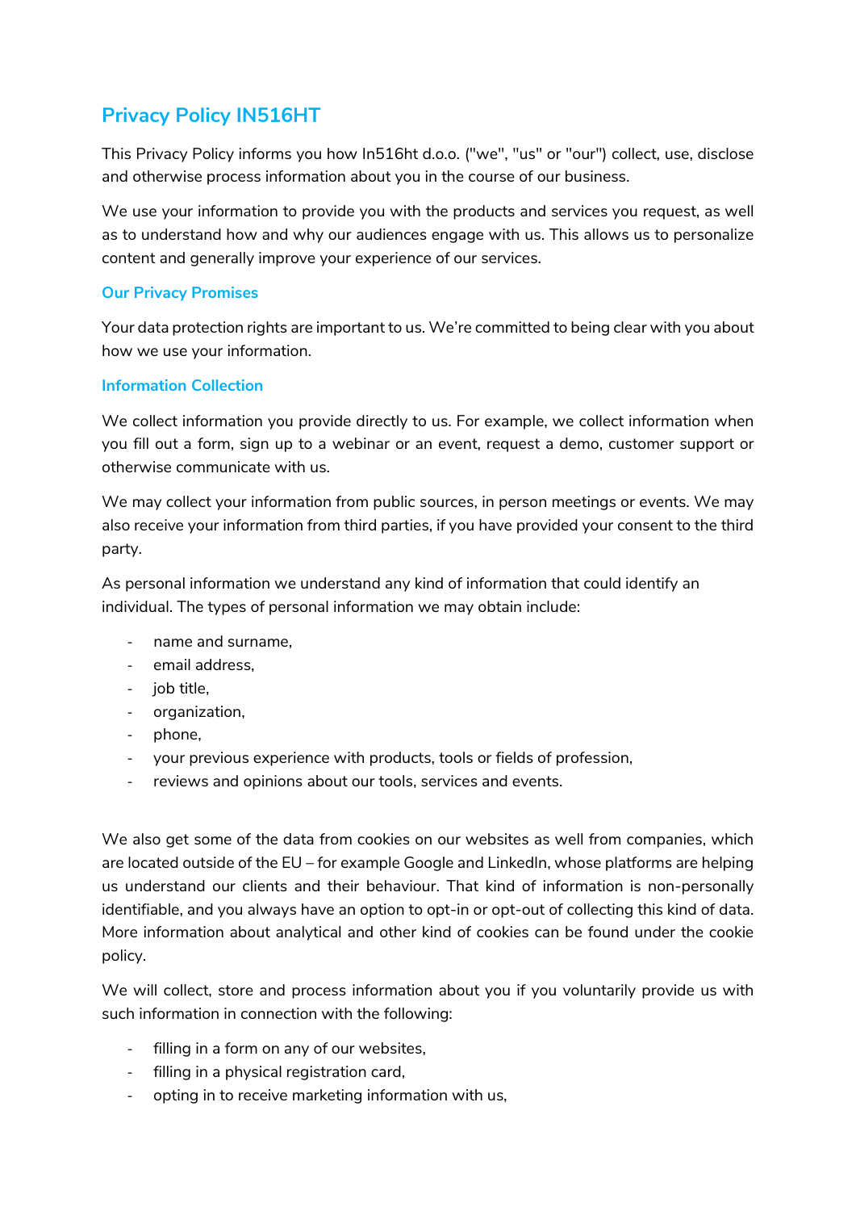# Privacy Policy IN516HT

This Privacy Policy informs you how In516ht d.o.o. ("we", "us" or "our") collect, use, disclose and otherwise process information about you in the course of our business.

We use your information to provide you with the products and services you request, as well as to understand how and why our audiences engage with us. This allows us to personalize content and generally improve your experience of our services.

## Our Privacy Promises

Your data protection rights are important to us. We're committed to being clear with you about how we use your information.

## Information Collection

We collect information you provide directly to us. For example, we collect information when you fill out a form, sign up to a webinar or an event, request a demo, customer support or otherwise communicate with us.

We may collect your information from public sources, in person meetings or events. We may also receive your information from third parties, if you have provided your consent to the third party.

As personal information we understand any kind of information that could identify an individual. The types of personal information we may obtain include:

- name and surname,
- email address,
- job title,
- organization,
- phone,
- your previous experience with products, tools or fields of profession,
- reviews and opinions about our tools, services and events.

We also get some of the data from cookies on our websites as well from companies, which are located outside of the EU – for example Google and LinkedIn, whose platforms are helping us understand our clients and their behaviour. That kind of information is non-personally identifiable, and you always have an option to opt-in or opt-out of collecting this kind of data. More information about analytical and other kind of cookies can be found under the cookie policy.

We will collect, store and process information about you if you voluntarily provide us with such information in connection with the following:

- filling in a form on any of our websites,
- filling in a physical registration card,
- opting in to receive marketing information with us,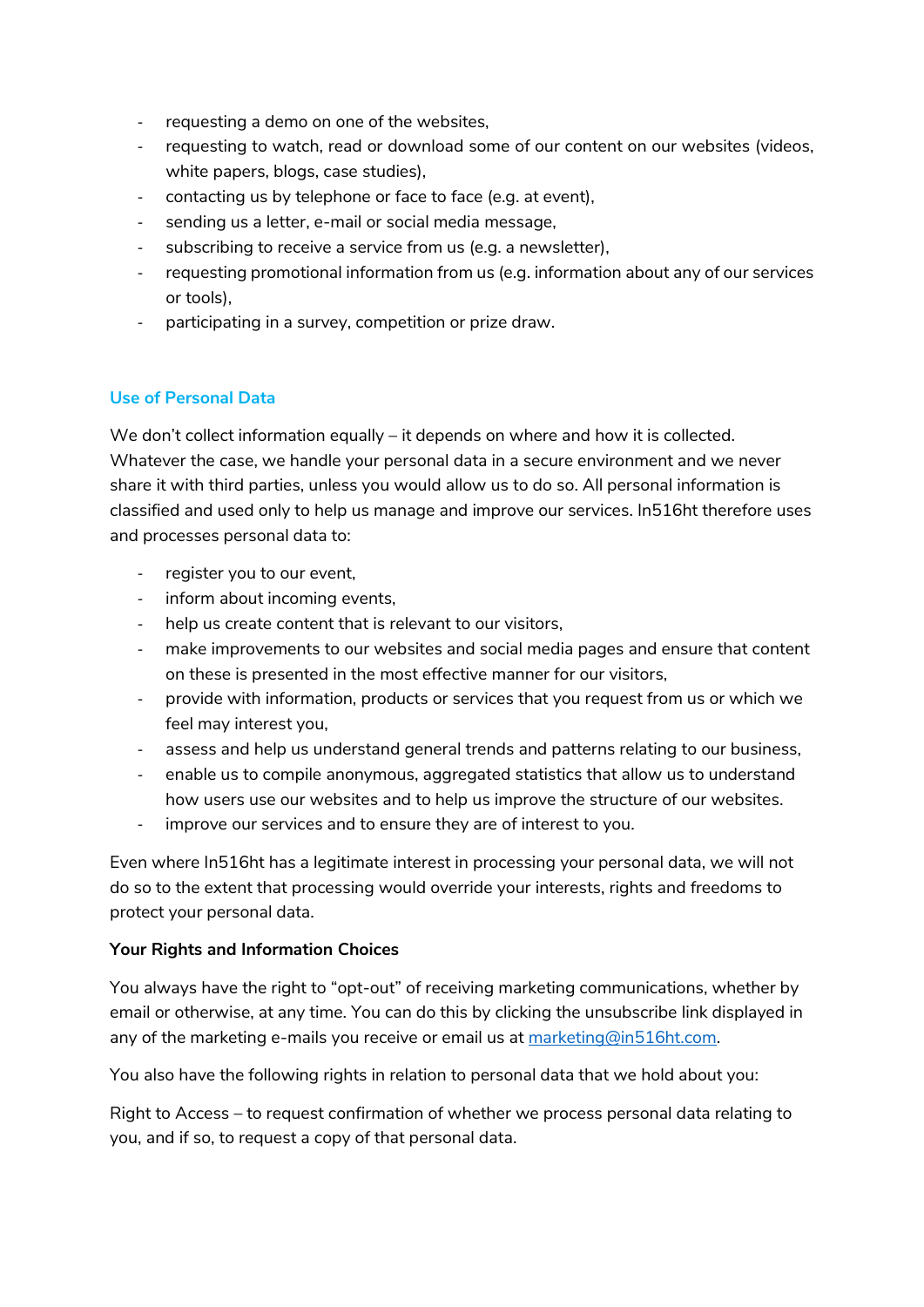- requesting a demo on one of the websites,
- requesting to watch, read or download some of our content on our websites (videos, white papers, blogs, case studies),
- contacting us by telephone or face to face (e.g. at event),
- sending us a letter, e-mail or social media message,
- subscribing to receive a service from us (e.g. a newsletter),
- requesting promotional information from us (e.g. information about any of our services or tools),
- participating in a survey, competition or prize draw.

## Use of Personal Data

We don't collect information equally – it depends on where and how it is collected. Whatever the case, we handle your personal data in a secure environment and we never share it with third parties, unless you would allow us to do so. All personal information is classified and used only to help us manage and improve our services. In516ht therefore uses and processes personal data to:

- register you to our event,
- inform about incoming events,
- help us create content that is relevant to our visitors,
- make improvements to our websites and social media pages and ensure that content on these is presented in the most effective manner for our visitors,
- provide with information, products or services that you request from us or which we feel may interest you,
- assess and help us understand general trends and patterns relating to our business,
- enable us to compile anonymous, aggregated statistics that allow us to understand how users use our websites and to help us improve the structure of our websites.
- improve our services and to ensure they are of interest to you.

Even where In516ht has a legitimate interest in processing your personal data, we will not do so to the extent that processing would override your interests, rights and freedoms to protect your personal data.

**Your Rights and Information Choices**

You always have the right to "opt-out" of receiving marketing communications, whether by email or otherwise, at any time. You can do this by clicking the unsubscribe link displayed in any of the marketing e-mails you receive or email us at marketing@in516ht.com.

You also have the following rights in relation to personal data that we hold about you:

Right to Access – to request confirmation of whether we process personal data relating to you, and if so, to request a copy of that personal data.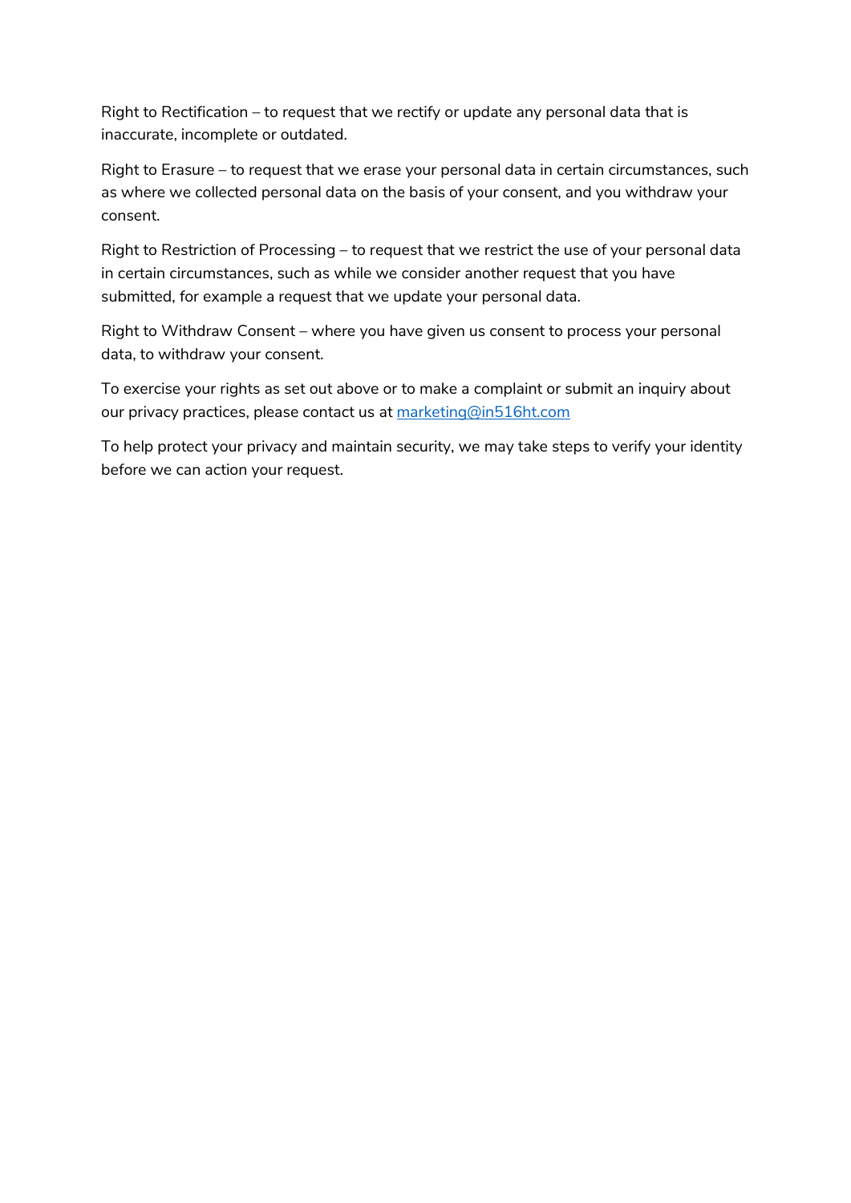Right to Rectification – to request that we rectify or update any personal data that is inaccurate, incomplete or outdated.

Right to Erasure – to request that we erase your personal data in certain circumstances, such as where we collected personal data on the basis of your consent, and you withdraw your consent.

Right to Restriction of Processing – to request that we restrict the use of your personal data in certain circumstances, such as while we consider another request that you have submitted, for example a request that we update your personal data.

Right to Withdraw Consent – where you have given us consent to process your personal data, to withdraw your consent.

To exercise your rights as set out above or to make a complaint or submit an inquiry about our privacy practices, please contact us at [marketing@in516ht.com](mailto:marketing@in516ht.com)

To help protect your privacy and maintain security, we may take steps to verify your identity before we can action your request.